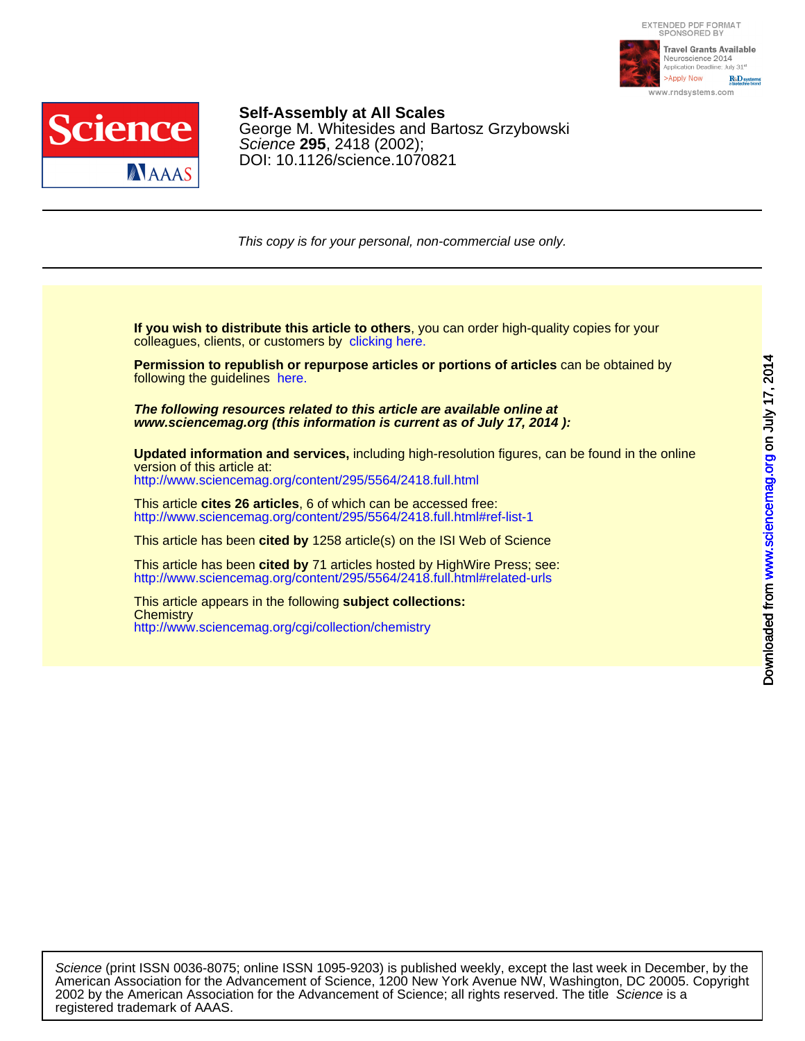**Self-Assembly at All Scales**
George M. Whitesides and Bartosz Grzybowski
*Science* **295**, 2418 (2002);
DOI: 10.1126/science.1070821

*This copy is for your personal, non-commercial use only.*

**If you wish to distribute this article to others**, you can order high-quality copies for your colleagues, clients, or customers by clicking here.

**Permission to republish or repurpose articles or portions of articles** can be obtained by following the guidelines here.

***The following resources related to this article are available online at www.sciencemag.org (this information is current as of July 17, 2014 ):***

**Updated information and services,** including high-resolution figures, can be found in the online version of this article at:
http://www.sciencemag.org/content/295/5564/2418.full.html

This article **cites 26 articles**, 6 of which can be accessed free:
http://www.sciencemag.org/content/295/5564/2418.full.html#ref-list-1

This article has been **cited by** 1258 article(s) on the ISI Web of Science

This article has been **cited by** 71 articles hosted by HighWire Press; see:
http://www.sciencemag.org/content/295/5564/2418.full.html#related-urls

This article appears in the following **subject collections:**
Chemistry
http://www.sciencemag.org/cgi/collection/chemistry

*Science* (print ISSN 0036-8075; online ISSN 1095-9203) is published weekly, except the last week in December, by the American Association for the Advancement of Science, 1200 New York Avenue NW, Washington, DC 20005. Copyright 2002 by the American Association for the Advancement of Science; all rights reserved. The title *Science* is a registered trademark of AAAS.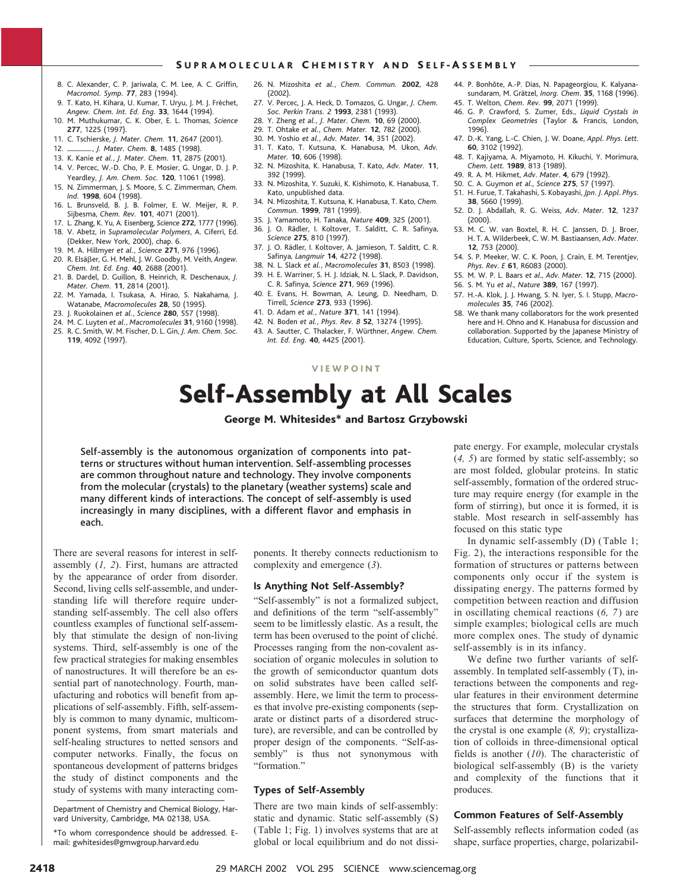8. C. Alexander, C. P. Jariwala, C. M. Lee, A. C. Griffin, *Macromol. Symp.* **77**, 283 (1994).
9. T. Kato, H. Kihara, U. Kumar, T. Uryu, J. M. J. Fréchet, *Angew. Chem. Int. Ed. Eng.* **33**, 1644 (1994).
10. M. Muthukumar, C. K. Ober, E. L. Thomas, *Science* **277**, 1225 (1997).
11. C. Tschierske, *J. Mater. Chem.* **11**, 2647 (2001).
12. ———, *J. Mater. Chem.* **8**, 1485 (1998).
13. K. Kanie *et al.*, *J. Mater. Chem.* **11**, 2875 (2001).
14. V. Percec, W.-D. Cho, P. E. Mosier, G. Ungar, D. J. P. Yeardley, *J. Am. Chem. Soc.* **120**, 11061 (1998).
15. N. Zimmerman, J. S. Moore, S. C. Zimmerman, *Chem. Ind.* **1998**, 604 (1998).
16. L. Brunsveld, B. J. B. Folmer, E. W. Meijer, R. P. Sijbesma, *Chem. Rev.* **101**, 4071 (2001).
17. L. Zhang, K. Yu, A. Eisenberg, *Science* **272**, 1777 (1996).
18. V. Abetz, in *Supramolecular Polymers*, A. Ciferri, Ed. (Dekker, New York, 2000), chap. 6.
19. M. A. Hillmyer *et al.*, *Science* **271**, 976 (1996).
20. R. Elsäβer, G. H. Mehl, J. W. Goodby, M. Veith, *Angew. Chem. Int. Ed. Eng.* **40**, 2688 (2001).
21. B. Dardel, D. Guillon, B. Heinrich, R. Deschenaux, *J. Mater. Chem.* **11**, 2814 (2001).
22. M. Yamada, I. Tsukasa, A. Hirao, S. Nakahama, J. Watanabe, *Macromolecules* **28**, 50 (1995).
23. J. Ruokolainen *et al.*, *Science* **280**, 557 (1998).
24. M. C. Luyten *et al.*, *Macromolecules* **31**, 9160 (1998).
25. R. C. Smith, W. M. Fischer, D. L. Gin, *J. Am. Chem. Soc.* **119**, 4092 (1997).
26. N. Mizoshita *et al.*, *Chem. Commun.* **2002**, 428 (2002).
27. V. Percec, J. A. Heck, D. Tomazos, G. Ungar, *J. Chem. Soc. Perkin Trans. 2* **1993**, 2381 (1993).
28. Y. Zheng *et al.*, *J. Mater. Chem.* **10**, 69 (2000).
29. T. Ohtake *et al.*, *Chem. Mater.* **12**, 782 (2000).
30. M. Yoshio *et al.*, *Adv. Mater.* **14**, 351 (2002).
31. T. Kato, T. Kutsuna, K. Hanabusa, M. Ukon, *Adv. Mater.* **10**, 606 (1998).
32. N. Mizoshita, K. Hanabusa, T. Kato, *Adv. Mater.* **11**, 392 (1999).
33. N. Mizoshita, Y. Suzuki, K. Kishimoto, K. Hanabusa, T. Kato, unpublished data.
34. N. Mizoshita, T. Kutsuna, K. Hanabusa, T. Kato, *Chem. Commun.* **1999**, 781 (1999).
35. J. Yamamoto, H. Tanaka, *Nature* **409**, 325 (2001).
36. J. O. Rädler, I. Koltover, T. Salditt, C. R. Safinya, *Science* **275**, 810 (1997).
37. J. O. Rädler, I. Koltover, A. Jamieson, T. Salditt, C. R. Safinya, *Langmuir* **14**, 4272 (1998).
38. N. L. Slack *et al.*, *Macromolecules* **31**, 8503 (1998).
39. H. E. Warriner, S. H. J. Idziak, N. L. Slack, P. Davidson, C. R. Safinya, *Science* **271**, 969 (1996).
40. E. Evans, H. Bowman, A. Leung, D. Needham, D. Tirrell, *Science* **273**, 933 (1996).
41. D. Adam *et al.*, *Nature* **371**, 141 (1994).
42. N. Boden *et al.*, *Phys. Rev. B* **52**, 13274 (1995).
43. A. Sautter, C. Thalacker, F. Würthner, *Angew. Chem. Int. Ed. Eng.* **40**, 4425 (2001).
44. P. Bonhôte, A.-P. Dias, N. Papageorgiou, K. Kalyanasundaram, M. Grätzel, *Inorg. Chem.* **35**, 1168 (1996).
45. T. Welton, *Chem. Rev.* **99**, 2071 (1999).
46. G. P. Crawford, S. Zumer, Eds., *Liquid Crystals in Complex Geometries* (Taylor & Francis, London, 1996).
47. D.-K. Yang, L.-C. Chien, J. W. Doane, *Appl. Phys. Lett.* **60**, 3102 (1992).
48. T. Kajiyama, A. Miyamoto, H. Kikuchi, Y. Morimura, *Chem. Lett.* **1989**, 813 (1989).
49. R. A. M. Hikmet, *Adv. Mater.* **4**, 679 (1992).
50. C. A. Guymon *et al.*, *Science* **275**, 57 (1997).
51. H. Furue, T. Takahashi, S. Kobayashi, *Jpn. J. Appl. Phys.* **38**, 5660 (1999).
52. D. J. Abdallah, R. G. Weiss, *Adv. Mater.* **12**, 1237 (2000).
53. M. C. W. van Boxtel, R. H. C. Janssen, D. J. Broer, H. T. A. Wilderbeek, C. W. M. Bastiaansen, *Adv. Mater.* **12**, 753 (2000).
54. S. P. Meeker, W. C. K. Poon, J. Crain, E. M. Terentjev, *Phys. Rev. E* **61**, R6083 (2000).
55. M. W. P. L. Baars *et al.*, *Adv. Mater.* **12**, 715 (2000).
56. S. M. Yu *et al.*, *Nature* **389**, 167 (1997).
57. H.-A. Klok, J. J. Hwang, S. N. Iyer, S. I. Stupp, *Macromolecules* **35**, 746 (2002).
58. We thank many collaborators for the work presented here and H. Ohno and K. Hanabusa for discussion and collaboration. Supported by the Japanese Ministry of Education, Culture, Sports, Science, and Technology.

VIEWPOINT

# Self-Assembly at All Scales

**George M. Whitesides* and Bartosz Grzybowski**

**Self-assembly is the autonomous organization of components into patterns or structures without human intervention. Self-assembling processes are common throughout nature and technology. They involve components from the molecular (crystals) to the planetary (weather systems) scale and many different kinds of interactions. The concept of self-assembly is used increasingly in many disciplines, with a different flavor and emphasis in each.**

There are several reasons for interest in self-assembly (*1, 2*). First, humans are attracted by the appearance of order from disorder. Second, living cells self-assemble, and understanding life will therefore require understanding self-assembly. The cell also offers countless examples of functional self-assembly that stimulate the design of non-living systems. Third, self-assembly is one of the few practical strategies for making ensembles of nanostructures. It will therefore be an essential part of nanotechnology. Fourth, manufacturing and robotics will benefit from applications of self-assembly. Fifth, self-assembly is common to many dynamic, multicomponent systems, from smart materials and self-healing structures to netted sensors and computer networks. Finally, the focus on spontaneous development of patterns bridges the study of distinct components and the study of systems with many interacting components. It thereby connects reductionism to complexity and emergence (*3*).

### Is Anything Not Self-Assembly?

"Self-assembly" is not a formalized subject, and definitions of the term "self-assembly" seem to be limitlessly elastic. As a result, the term has been overused to the point of cliché. Processes ranging from the non-covalent association of organic molecules in solution to the growth of semiconductor quantum dots on solid substrates have been called self-assembly. Here, we limit the term to processes that involve pre-existing components (separate or distinct parts of a disordered structure), are reversible, and can be controlled by proper design of the components. "Self-assembly" is thus not synonymous with "formation."

### Types of Self-Assembly

There are two main kinds of self-assembly: static and dynamic. Static self-assembly (S) (Table 1; Fig. 1) involves systems that are at global or local equilibrium and do not dissipate energy. For example, molecular crystals (*4, 5*) are formed by static self-assembly; so are most folded, globular proteins. In static self-assembly, formation of the ordered structure may require energy (for example in the form of stirring), but once it is formed, it is stable. Most research in self-assembly has focused on this static type

In dynamic self-assembly (D) (Table 1; Fig. 2), the interactions responsible for the formation of structures or patterns between components only occur if the system is dissipating energy. The patterns formed by competition between reaction and diffusion in oscillating chemical reactions (*6, 7*) are simple examples; biological cells are much more complex ones. The study of dynamic self-assembly is in its infancy.

We define two further variants of self-assembly. In templated self-assembly (T), interactions between the components and regular features in their environment determine the structures that form. Crystallization on surfaces that determine the morphology of the crystal is one example (*8, 9*); crystallization of colloids in three-dimensional optical fields is another (*10*). The characteristic of biological self-assembly (B) is the variety and complexity of the functions that it produces.

### Common Features of Self-Assembly

Self-assembly reflects information coded (as shape, surface properties, charge, polarizabil-

Department of Chemistry and Chemical Biology, Harvard University, Cambridge, MA 02138, USA.

*To whom correspondence should be addressed. E-mail: gwhitesides@gmwgroup.harvard.edu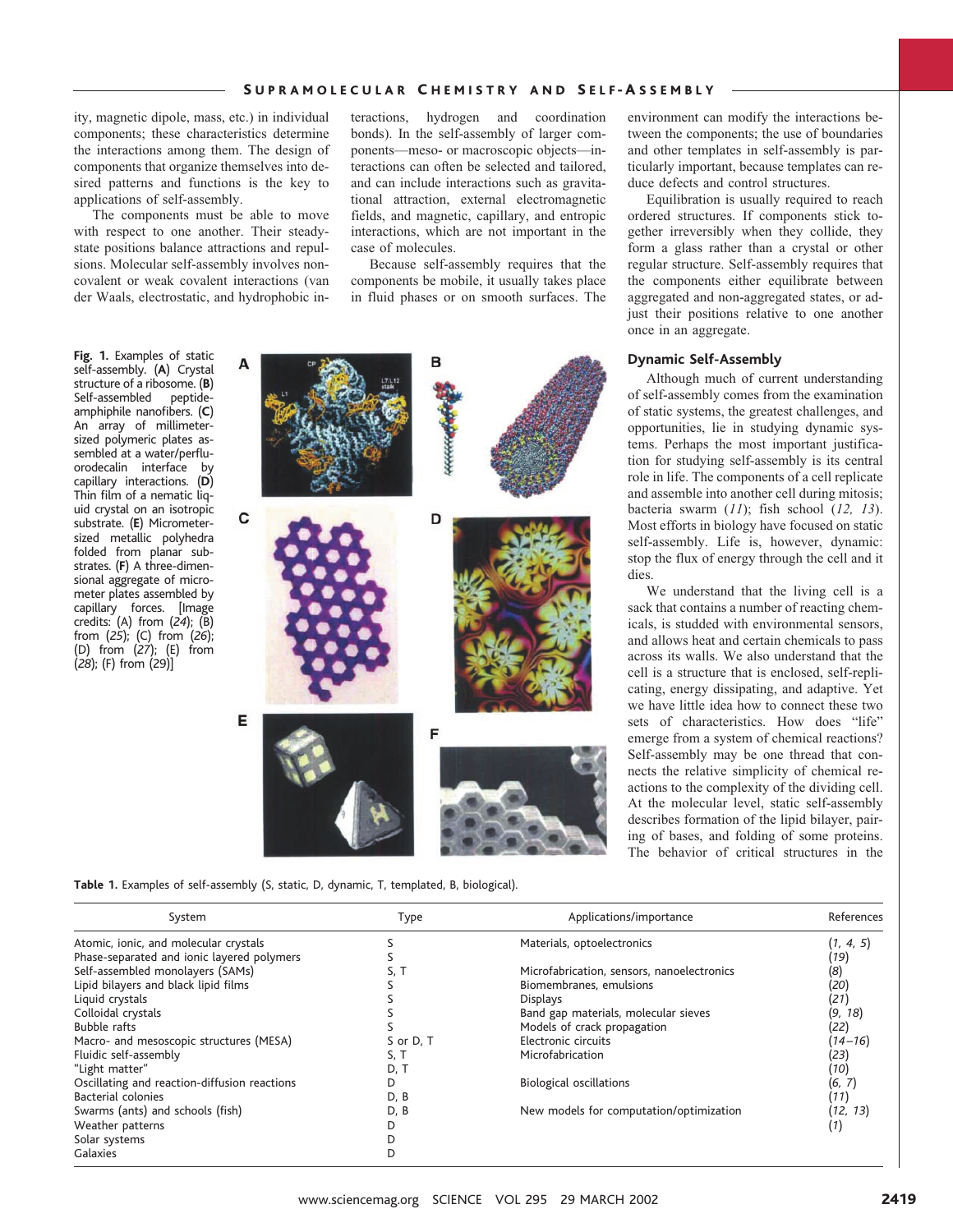ity, magnetic dipole, mass, etc.) in individual components; these characteristics determine the interactions among them. The design of components that organize themselves into desired patterns and functions is the key to applications of self-assembly.

The components must be able to move with respect to one another. Their steady-state positions balance attractions and repulsions. Molecular self-assembly involves noncovalent or weak covalent interactions (van der Waals, electrostatic, and hydrophobic interactions, hydrogen and coordination bonds). In the self-assembly of larger components—meso- or macroscopic objects—interactions can often be selected and tailored, and can include interactions such as gravitational attraction, external electromagnetic fields, and magnetic, capillary, and entropic interactions, which are not important in the case of molecules.

Because self-assembly requires that the components be mobile, it usually takes place in fluid phases or on smooth surfaces. The environment can modify the interactions between the components; the use of boundaries and other templates in self-assembly is particularly important, because templates can reduce defects and control structures.

Equilibration is usually required to reach ordered structures. If components stick together irreversibly when they collide, they form a glass rather than a crystal or other regular structure. Self-assembly requires that the components either equilibrate between aggregated and non-aggregated states, or adjust their positions relative to one another once in an aggregate.

**Fig. 1.** Examples of static self-assembly. (**A**) Crystal structure of a ribosome. (**B**) Self-assembled peptide-amphiphile nanofibers. (**C**) An array of millimeter-sized polymeric plates assembled at a water/perfluorodecalin interface by capillary interactions. (**D**) Thin film of a nematic liquid crystal on an isotropic substrate. (**E**) Micrometer-sized metallic polyhedra folded from planar substrates. (**F**) A three-dimensional aggregate of micrometer plates assembled by capillary forces. [Image credits: (A) from (*24*); (B) from (*25*); (C) from (*26*); (D) from (*27*); (E) from (*28*); (F) from (*29*)]

## Dynamic Self-Assembly

Although much of current understanding of self-assembly comes from the examination of static systems, the greatest challenges, and opportunities, lie in studying dynamic systems. Perhaps the most important justification for studying self-assembly is its central role in life. The components of a cell replicate and assemble into another cell during mitosis; bacteria swarm (*11*); fish school (*12, 13*). Most efforts in biology have focused on static self-assembly. Life is, however, dynamic: stop the flux of energy through the cell and it dies.

We understand that the living cell is a sack that contains a number of reacting chemicals, is studded with environmental sensors, and allows heat and certain chemicals to pass across its walls. We also understand that the cell is a structure that is enclosed, self-replicating, energy dissipating, and adaptive. Yet we have little idea how to connect these two sets of characteristics. How does "life" emerge from a system of chemical reactions? Self-assembly may be one thread that connects the relative simplicity of chemical reactions to the complexity of the dividing cell. At the molecular level, static self-assembly describes formation of the lipid bilayer, pairing of bases, and folding of some proteins. The behavior of critical structures in the

**Table 1.** Examples of self-assembly (S, static, D, dynamic, T, templated, B, biological).

| System | Type | Applications/importance | References |
|---|---|---|---|
| Atomic, ionic, and molecular crystals | S | Materials, optoelectronics | (*1, 4, 5*) |
| Phase-separated and ionic layered polymers | S | | (*19*) |
| Self-assembled monolayers (SAMs) | S, T | Microfabrication, sensors, nanoelectronics | (*8*) |
| Lipid bilayers and black lipid films | S | Biomembranes, emulsions | (*20*) |
| Liquid crystals | S | Displays | (*21*) |
| Colloidal crystals | S | Band gap materials, molecular sieves | (*9, 18*) |
| Bubble rafts | S | Models of crack propagation | (*22*) |
| Macro- and mesoscopic structures (MESA) | S or D, T | Electronic circuits | (*14–16*) |
| Fluidic self-assembly | S, T | Microfabrication | (*23*) |
| "Light matter" | D, T | | (*10*) |
| Oscillating and reaction-diffusion reactions | D | Biological oscillations | (*6, 7*) |
| Bacterial colonies | D, B | | (*11*) |
| Swarms (ants) and schools (fish) | D, B | New models for computation/optimization | (*12, 13*) |
| Weather patterns | D | | (*1*) |
| Solar systems | D | | |
| Galaxies | D | | |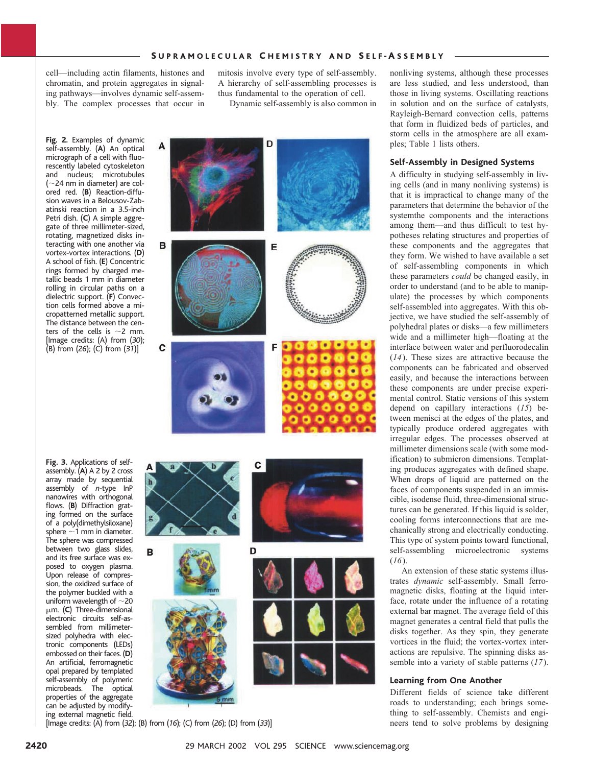cell—including actin filaments, histones and chromatin, and protein aggregates in signaling pathways—involves dynamic self-assembly. The complex processes that occur in mitosis involve every type of self-assembly. A hierarchy of self-assembling processes is thus fundamental to the operation of cell.

Dynamic self-assembly is also common in nonliving systems, although these processes are less studied, and less understood, than those in living systems. Oscillating reactions in solution and on the surface of catalysts, Rayleigh-Bernard convection cells, patterns that form in fluidized beds of particles, and storm cells in the atmosphere are all examples; Table 1 lists others.

**Fig. 2.** Examples of dynamic self-assembly. (**A**) An optical micrograph of a cell with fluorescently labeled cytoskeleton and nucleus; microtubules (~24 nm in diameter) are colored red. (**B**) Reaction-diffusion waves in a Belousov-Zabatinski reaction in a 3.5-inch Petri dish. (**C**) A simple aggregate of three millimeter-sized, rotating, magnetized disks interacting with one another via vortex-vortex interactions. (**D**) A school of fish. (**E**) Concentric rings formed by charged metallic beads 1 mm in diameter rolling in circular paths on a dielectric support. (**F**) Convection cells formed above a micropatterned metallic support. The distance between the centers of the cells is ~2 mm. [Image credits: (A) from (*30*); (B) from (*26*); (C) from (*31*)]

**Fig. 3.** Applications of self-assembly. (**A**) A 2 by 2 cross array made by sequential assembly of *n*-type InP nanowires with orthogonal flows. (**B**) Diffraction grating formed on the surface of a poly(dimethylsiloxane) sphere ~1 mm in diameter. The sphere was compressed between two glass slides, and its free surface was exposed to oxygen plasma. Upon release of compression, the oxidized surface of the polymer buckled with a uniform wavelength of ~20 μm. (**C**) Three-dimensional electronic circuits self-assembled from millimeter-sized polyhedra with electronic components (LEDs) embossed on their faces. (**D**) An artificial, ferromagnetic opal prepared by templated self-assembly of polymeric microbeads. The optical properties of the aggregate can be adjusted by modifying external magnetic field. [Image credits: (A) from (*32*); (B) from (*16*); (C) from (*26*); (D) from (*33*)]

### Self-Assembly in Designed Systems

A difficulty in studying self-assembly in living cells (and in many nonliving systems) is that it is impractical to change many of the parameters that determine the behavior of the systemthe components and the interactions among them—and thus difficult to test hypotheses relating structures and properties of these components and the aggregates that they form. We wished to have available a set of self-assembling components in which these parameters *could* be changed easily, in order to understand (and to be able to manipulate) the processes by which components self-assembled into aggregates. With this objective, we have studied the self-assembly of polyhedral plates or disks—a few millimeters wide and a millimeter high—floating at the interface between water and perfluorodecalin (*14*). These sizes are attractive because the components can be fabricated and observed easily, and because the interactions between these components are under precise experimental control. Static versions of this system depend on capillary interactions (*15*) between menisci at the edges of the plates, and typically produce ordered aggregates with irregular edges. The processes observed at millimeter dimensions scale (with some modification) to submicron dimensions. Templating produces aggregates with defined shape. When drops of liquid are patterned on the faces of components suspended in an immiscible, isodense fluid, three-dimensional structures can be generated. If this liquid is solder, cooling forms interconnections that are mechanically strong and electrically conducting. This type of system points toward functional, self-assembling microelectronic systems (*16*).

An extension of these static systems illustrates *dynamic* self-assembly. Small ferromagnetic disks, floating at the liquid interface, rotate under the influence of a rotating external bar magnet. The average field of this magnet generates a central field that pulls the disks together. As they spin, they generate vortices in the fluid; the vortex-vortex interactions are repulsive. The spinning disks assemble into a variety of stable patterns (*17*).

### Learning from One Another

Different fields of science take different roads to understanding; each brings something to self-assembly. Chemists and engineers tend to solve problems by designing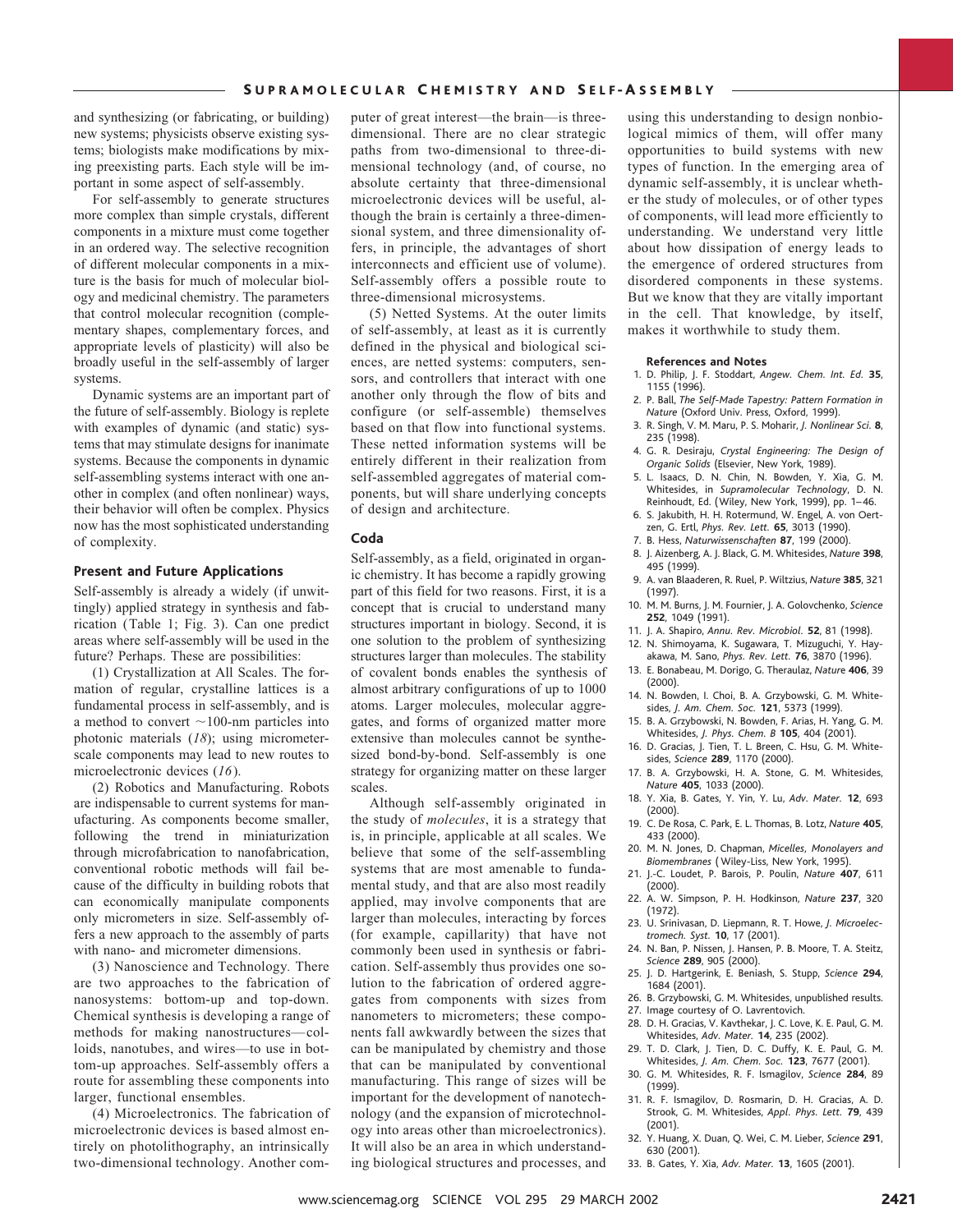and synthesizing (or fabricating, or building) new systems; physicists observe existing systems; biologists make modifications by mixing preexisting parts. Each style will be important in some aspect of self-assembly.

For self-assembly to generate structures more complex than simple crystals, different components in a mixture must come together in an ordered way. The selective recognition of different molecular components in a mixture is the basis for much of molecular biology and medicinal chemistry. The parameters that control molecular recognition (complementary shapes, complementary forces, and appropriate levels of plasticity) will also be broadly useful in the self-assembly of larger systems.

Dynamic systems are an important part of the future of self-assembly. Biology is replete with examples of dynamic (and static) systems that may stimulate designs for inanimate systems. Because the components in dynamic self-assembling systems interact with one another in complex (and often nonlinear) ways, their behavior will often be complex. Physics now has the most sophisticated understanding of complexity.

### Present and Future Applications

Self-assembly is already a widely (if unwittingly) applied strategy in synthesis and fabrication (Table 1; Fig. 3). Can one predict areas where self-assembly will be used in the future? Perhaps. These are possibilities:

(1) Crystallization at All Scales. The formation of regular, crystalline lattices is a fundamental process in self-assembly, and is a method to convert ~100-nm particles into photonic materials (*18*); using micrometer-scale components may lead to new routes to microelectronic devices (*16*).

(2) Robotics and Manufacturing. Robots are indispensable to current systems for manufacturing. As components become smaller, following the trend in miniaturization through microfabrication to nanofabrication, conventional robotic methods will fail because of the difficulty in building robots that can economically manipulate components only micrometers in size. Self-assembly offers a new approach to the assembly of parts with nano- and micrometer dimensions.

(3) Nanoscience and Technology. There are two approaches to the fabrication of nanosystems: bottom-up and top-down. Chemical synthesis is developing a range of methods for making nanostructures—colloids, nanotubes, and wires—to use in bottom-up approaches. Self-assembly offers a route for assembling these components into larger, functional ensembles.

(4) Microelectronics. The fabrication of microelectronic devices is based almost entirely on photolithography, an intrinsically two-dimensional technology. Another computer of great interest—the brain—is three-dimensional. There are no clear strategic paths from two-dimensional to three-dimensional technology (and, of course, no absolute certainty that three-dimensional microelectronic devices will be useful, although the brain is certainly a three-dimensional system, and three dimensionality offers, in principle, the advantages of short interconnects and efficient use of volume). Self-assembly offers a possible route to three-dimensional microsystems.

(5) Netted Systems. At the outer limits of self-assembly, at least as it is currently defined in the physical and biological sciences, are netted systems: computers, sensors, and controllers that interact with one another only through the flow of bits and configure (or self-assemble) themselves based on that flow into functional systems. These netted information systems will be entirely different in their realization from self-assembled aggregates of material components, but will share underlying concepts of design and architecture.

### Coda

Self-assembly, as a field, originated in organic chemistry. It has become a rapidly growing part of this field for two reasons. First, it is a concept that is crucial to understand many structures important in biology. Second, it is one solution to the problem of synthesizing structures larger than molecules. The stability of covalent bonds enables the synthesis of almost arbitrary configurations of up to 1000 atoms. Larger molecules, molecular aggregates, and forms of organized matter more extensive than molecules cannot be synthesized bond-by-bond. Self-assembly is one strategy for organizing matter on these larger scales.

Although self-assembly originated in the study of *molecules*, it is a strategy that is, in principle, applicable at all scales. We believe that some of the self-assembling systems that are most amenable to fundamental study, and that are also most readily applied, may involve components that are larger than molecules, interacting by forces (for example, capillarity) that have not commonly been used in synthesis or fabrication. Self-assembly thus provides one solution to the fabrication of ordered aggregates from components with sizes from nanometers to micrometers; these components fall awkwardly between the sizes that can be manipulated by chemistry and those that can be manipulated by conventional manufacturing. This range of sizes will be important for the development of nanotechnology (and the expansion of microtechnology into areas other than microelectronics). It will also be an area in which understanding biological structures and processes, and using this understanding to design nonbiological mimics of them, will offer many opportunities to build systems with new types of function. In the emerging area of dynamic self-assembly, it is unclear whether the study of molecules, or of other types of components, will lead more efficiently to understanding. We understand very little about how dissipation of energy leads to the emergence of ordered structures from disordered components in these systems. But we know that they are vitally important in the cell. That knowledge, by itself, makes it worthwhile to study them.

#### References and Notes

1. D. Philip, J. F. Stoddart, *Angew. Chem. Int. Ed.* **35**, 1155 (1996).
2. P. Ball, *The Self-Made Tapestry: Pattern Formation in Nature* (Oxford Univ. Press, Oxford, 1999).
3. R. Singh, V. M. Maru, P. S. Moharir, *J. Nonlinear Sci.* **8**, 235 (1998).
4. G. R. Desiraju, *Crystal Engineering: The Design of Organic Solids* (Elsevier, New York, 1989).
5. L. Isaacs, D. N. Chin, N. Bowden, Y. Xia, G. M. Whitesides, in *Supramolecular Technology*, D. N. Reinhoudt, Ed. (Wiley, New York, 1999), pp. 1–46.
6. S. Jakubith, H. H. Rotermund, W. Engel, A. von Oertzen, G. Ertl, *Phys. Rev. Lett.* **65**, 3013 (1990).
7. B. Hess, *Naturwissenschaften* **87**, 199 (2000).
8. J. Aizenberg, A. J. Black, G. M. Whitesides, *Nature* **398**, 495 (1999).
9. A. van Blaaderen, R. Ruel, P. Wiltzius, *Nature* **385**, 321 (1997).
10. M. M. Burns, J. M. Fournier, J. A. Golovchenko, *Science* **252**, 1049 (1991).
11. J. A. Shapiro, *Annu. Rev. Microbiol.* **52**, 81 (1998).
12. N. Shimoyama, K. Sugawara, T. Mizuguchi, Y. Hayakawa, M. Sano, *Phys. Rev. Lett.* **76**, 3870 (1996).
13. E. Bonabeau, M. Dorigo, G. Theraulaz, *Nature* **406**, 39 (2000).
14. N. Bowden, I. Choi, B. A. Grzybowski, G. M. Whitesides, *J. Am. Chem. Soc.* **121**, 5373 (1999).
15. B. A. Grzybowski, N. Bowden, F. Arias, H. Yang, G. M. Whitesides, *J. Phys. Chem. B* **105**, 404 (2001).
16. D. Gracias, J. Tien, T. L. Breen, C. Hsu, G. M. Whitesides, *Science* **289**, 1170 (2000).
17. B. A. Grzybowski, H. A. Stone, G. M. Whitesides, *Nature* **405**, 1033 (2000).
18. Y. Xia, B. Gates, Y. Yin, Y. Lu, *Adv. Mater.* **12**, 693 (2000).
19. C. De Rosa, C. Park, E. L. Thomas, B. Lotz, *Nature* **405**, 433 (2000).
20. M. N. Jones, D. Chapman, *Micelles, Monolayers and Biomembranes* (Wiley-Liss, New York, 1995).
21. J.-C. Loudet, P. Barois, P. Poulin, *Nature* **407**, 611 (2000).
22. A. W. Simpson, P. H. Hodkinson, *Nature* **237**, 320 (1972).
23. U. Srinivasan, D. Liepmann, R. T. Howe, *J. Microelectromech. Syst.* **10**, 17 (2001).
24. N. Ban, P. Nissen, J. Hansen, P. B. Moore, T. A. Steitz, *Science* **289**, 905 (2000).
25. J. D. Hartgerink, E. Beniash, S. Stupp, *Science* **294**, 1684 (2001).
26. B. Grzybowski, G. M. Whitesides, unpublished results.
27. Image courtesy of O. Lavrentovich.
28. D. H. Gracias, V. Kavthekar, J. C. Love, K. E. Paul, G. M. Whitesides, *Adv. Mater.* **14**, 235 (2002).
29. T. D. Clark, J. Tien, D. C. Duffy, K. E. Paul, G. M. Whitesides, *J. Am. Chem. Soc.* **123**, 7677 (2001).
30. G. M. Whitesides, R. F. Ismagilov, *Science* **284**, 89 (1999).
31. R. F. Ismagilov, D. Rosmarin, D. H. Gracias, A. D. Strook, G. M. Whitesides, *Appl. Phys. Lett.* **79**, 439 (2001).
32. Y. Huang, X. Duan, Q. Wei, C. M. Lieber, *Science* **291**, 630 (2001).
33. B. Gates, Y. Xia, *Adv. Mater.* **13**, 1605 (2001).